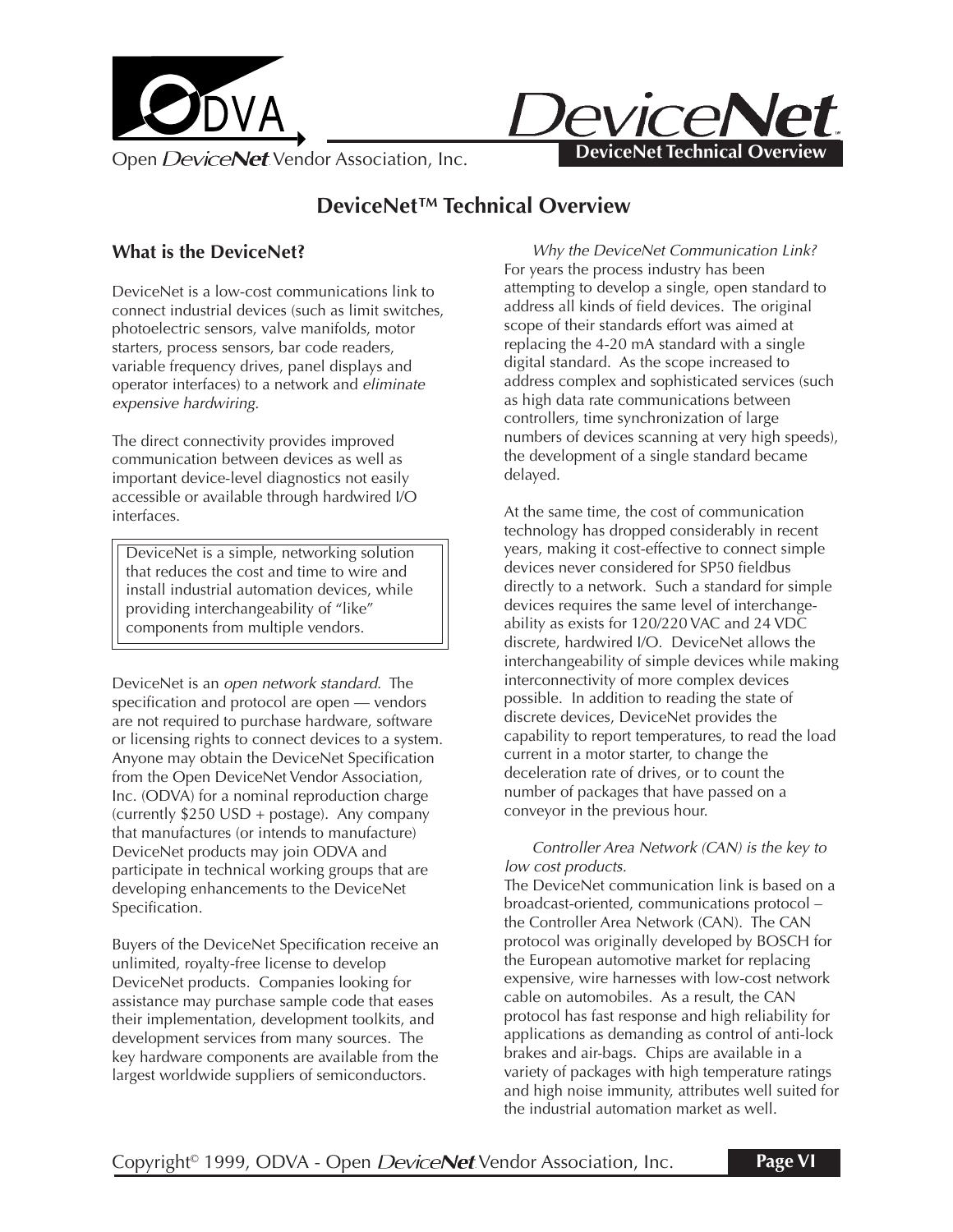# DeviceNet™ Technical Overview

## What is the DeviceNet?

DeviceNet is a low-cost communications link to connect industrial devices (such as limit switches, photoelectric sensors, valve manifolds, motor starters, process sensors, bar code readers, variable frequency drives, panel displays and operator interfaces) to a network and *eliminate expensive hardwiring.*

The direct connectivity provides improved communication between devices as well as important device-level diagnostics not easily accessible or available through hardwired I/O interfaces.

> DeviceNet is a simple, networking solution that reduces the cost and time to wire and install industrial automation devices, while providing interchangeability of "like" components from multiple vendors.

DeviceNet is an *open network standard*. The specification and protocol are open — vendors are not required to purchase hardware, software or licensing rights to connect devices to a system. Anyone may obtain the DeviceNet Specification from the Open DeviceNet Vendor Association, Inc. (ODVA) for a nominal reproduction charge (currently $250 USD + postage). Any company that manufactures (or intends to manufacture) DeviceNet products may join ODVA and participate in technical working groups that are developing enhancements to the DeviceNet Specification.

Buyers of the DeviceNet Specification receive an unlimited, royalty-free license to develop DeviceNet products. Companies looking for assistance may purchase sample code that eases their implementation, development toolkits, and development services from many sources. The key hardware components are available from the largest worldwide suppliers of semiconductors.

*Why the DeviceNet Communication Link?*
For years the process industry has been attempting to develop a single, open standard to address all kinds of field devices. The original scope of their standards effort was aimed at replacing the 4-20 mA standard with a single digital standard. As the scope increased to address complex and sophisticated services (such as high data rate communications between controllers, time synchronization of large numbers of devices scanning at very high speeds), the development of a single standard became delayed.

At the same time, the cost of communication technology has dropped considerably in recent years, making it cost-effective to connect simple devices never considered for SP50 fieldbus directly to a network. Such a standard for simple devices requires the same level of interchangeability as exists for 120/220 VAC and 24 VDC discrete, hardwired I/O. DeviceNet allows the interchangeability of simple devices while making interconnectivity of more complex devices possible. In addition to reading the state of discrete devices, DeviceNet provides the capability to report temperatures, to read the load current in a motor starter, to change the deceleration rate of drives, or to count the number of packages that have passed on a conveyor in the previous hour.

*Controller Area Network (CAN) is the key to low cost products.*
The DeviceNet communication link is based on a broadcast-oriented, communications protocol – the Controller Area Network (CAN). The CAN protocol was originally developed by BOSCH for the European automotive market for replacing expensive, wire harnesses with low-cost network cable on automobiles. As a result, the CAN protocol has fast response and high reliability for applications as demanding as control of anti-lock brakes and air-bags. Chips are available in a variety of packages with high temperature ratings and high noise immunity, attributes well suited for the industrial automation market as well.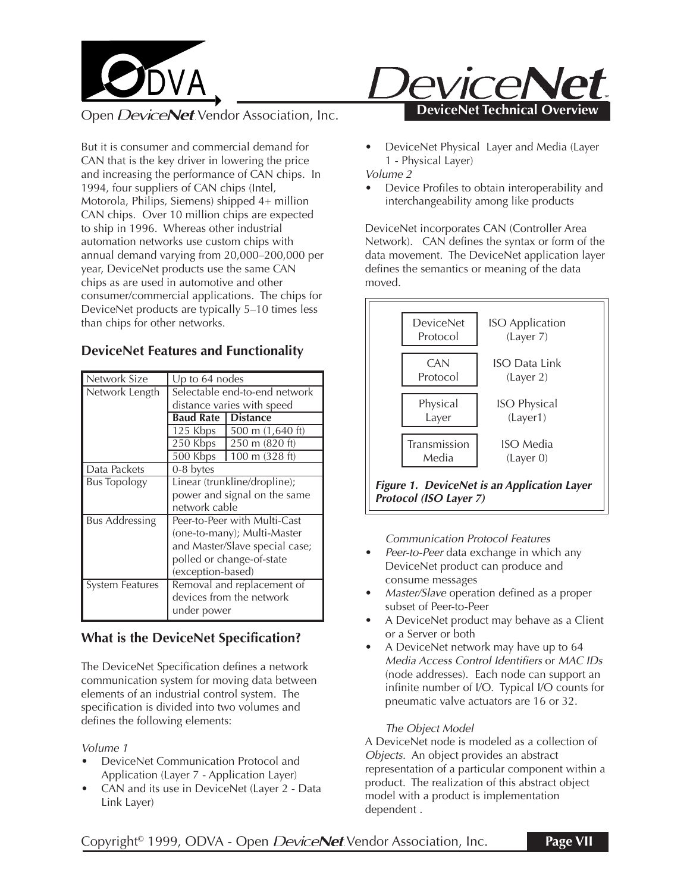But it is consumer and commercial demand for CAN that is the key driver in lowering the price and increasing the performance of CAN chips. In 1994, four suppliers of CAN chips (Intel, Motorola, Philips, Siemens) shipped 4+ million CAN chips. Over 10 million chips are expected to ship in 1996. Whereas other industrial automation networks use custom chips with annual demand varying from 20,000–200,000 per year, DeviceNet products use the same CAN chips as are used in automotive and other consumer/commercial applications. The chips for DeviceNet products are typically 5–10 times less than chips for other networks.

## DeviceNet Features and Functionality

| Network Size | Up to 64 nodes | |
|---|---|---|
| Network Length | Selectable end-to-end network distance varies with speed | |
| | **Baud Rate** | **Distance** |
| | 125 Kbps | 500 m (1,640 ft) |
| | 250 Kbps | 250 m (820 ft) |
| | 500 Kbps | 100 m (328 ft) |
| Data Packets | 0-8 bytes | |
| Bus Topology | Linear (trunkline/dropline); power and signal on the same network cable | |
| Bus Addressing | Peer-to-Peer with Multi-Cast (one-to-many); Multi-Master and Master/Slave special case; polled or change-of-state (exception-based) | |
| System Features | Removal and replacement of devices from the network under power | |

## What is the DeviceNet Specification?

The DeviceNet Specification defines a network communication system for moving data between elements of an industrial control system. The specification is divided into two volumes and defines the following elements:

*Volume 1*

- DeviceNet Communication Protocol and Application (Layer 7 - Application Layer)
- CAN and its use in DeviceNet (Layer 2 - Data Link Layer)
- DeviceNet Physical Layer and Media (Layer 1 - Physical Layer)

*Volume 2*

- Device Profiles to obtain interoperability and interchangeability among like products

DeviceNet incorporates CAN (Controller Area Network). CAN defines the syntax or form of the data movement. The DeviceNet application layer defines the semantics or meaning of the data moved.

| | |
|---|---|
| DeviceNet Protocol | ISO Application (Layer 7) |
| CAN Protocol | ISO Data Link (Layer 2) |
| Physical Layer | ISO Physical (Layer1) |
| Transmission Media | ISO Media (Layer 0) |

***Figure 1. DeviceNet is an Application Layer Protocol (ISO Layer 7)***

*Communication Protocol Features*

- *Peer-to-Peer* data exchange in which any DeviceNet product can produce and consume messages
- *Master/Slave* operation defined as a proper subset of Peer-to-Peer
- A DeviceNet product may behave as a Client or a Server or both
- A DeviceNet network may have up to 64 *Media Access Control Identifiers* or *MAC IDs* (node addresses). Each node can support an infinite number of I/O. Typical I/O counts for pneumatic valve actuators are 16 or 32.

*The Object Model*

A DeviceNet node is modeled as a collection of *Objects*. An object provides an abstract representation of a particular component within a product. The realization of this abstract object model with a product is implementation dependent .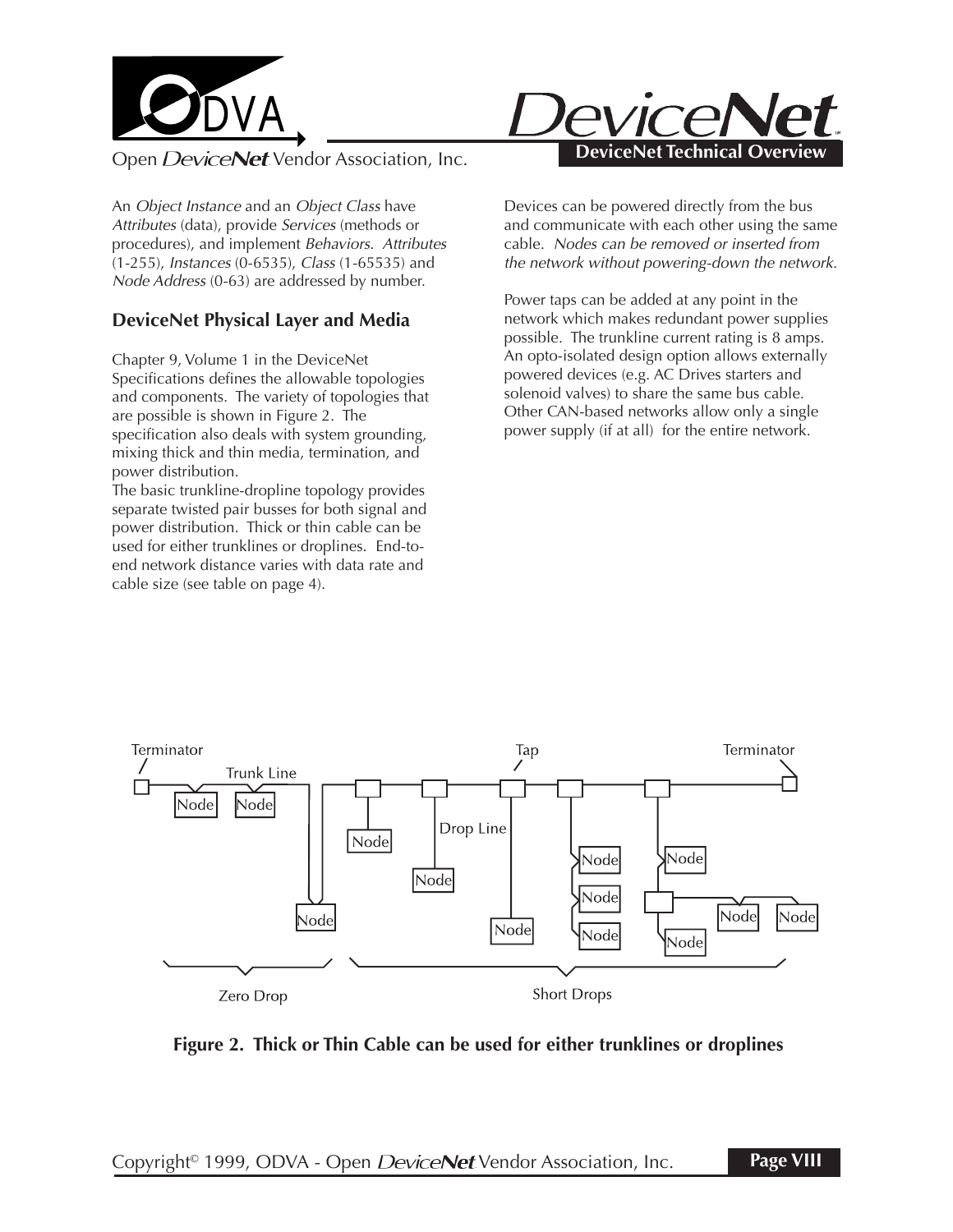An *Object Instance* and an *Object Class* have *Attributes* (data), provide *Services* (methods or procedures), and implement *Behaviors*. *Attributes* (1-255), *Instances* (0-6535), *Class* (1-65535) and *Node Address* (0-63) are addressed by number.

### DeviceNet Physical Layer and Media

Chapter 9, Volume 1 in the DeviceNet Specifications defines the allowable topologies and components. The variety of topologies that are possible is shown in Figure 2. The specification also deals with system grounding, mixing thick and thin media, termination, and power distribution.

The basic trunkline-dropline topology provides separate twisted pair busses for both signal and power distribution. Thick or thin cable can be used for either trunklines or droplines. End-to-end network distance varies with data rate and cable size (see table on page 4).

Devices can be powered directly from the bus and communicate with each other using the same cable. *Nodes can be removed or inserted from the network without powering-down the network.*

Power taps can be added at any point in the network which makes redundant power supplies possible. The trunkline current rating is 8 amps. An opto-isolated design option allows externally powered devices (e.g. AC Drives starters and solenoid valves) to share the same bus cable. Other CAN-based networks allow only a single power supply (if at all) for the entire network.

**Figure 2. Thick or Thin Cable can be used for either trunklines or droplines**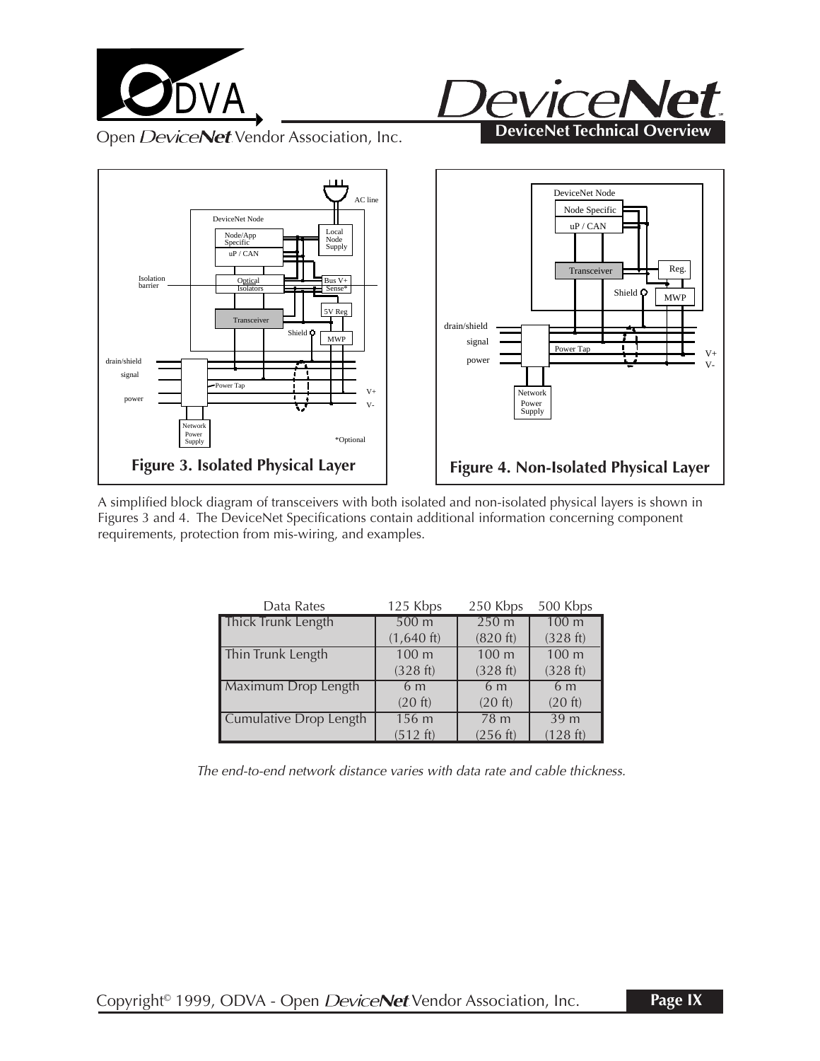**Figure 3. Isolated Physical Layer**

**Figure 4. Non-Isolated Physical Layer**

A simplified block diagram of transceivers with both isolated and non-isolated physical layers is shown in Figures 3 and 4. The DeviceNet Specifications contain additional information concerning component requirements, protection from mis-wiring, and examples.

| Data Rates | 125 Kbps | 250 Kbps | 500 Kbps |
|---|---|---|---|
| Thick Trunk Length | 500 m (1,640 ft) | 250 m (820 ft) | 100 m (328 ft) |
| Thin Trunk Length | 100 m (328 ft) | 100 m (328 ft) | 100 m (328 ft) |
| Maximum Drop Length | 6 m (20 ft) | 6 m (20 ft) | 6 m (20 ft) |
| Cumulative Drop Length | 156 m (512 ft) | 78 m (256 ft) | 39 m (128 ft) |

*The end-to-end network distance varies with data rate and cable thickness.*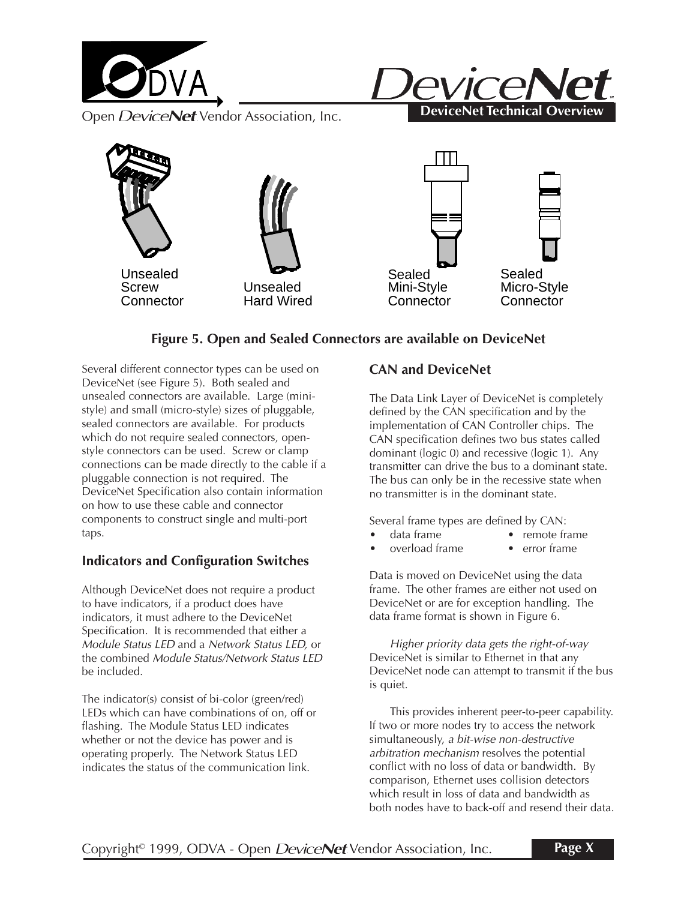Unsealed Screw Connector

Unsealed Hard Wired

Sealed Mini-Style Connector

Sealed Micro-Style Connector

**Figure 5. Open and Sealed Connectors are available on DeviceNet**

Several different connector types can be used on DeviceNet (see Figure 5). Both sealed and unsealed connectors are available. Large (mini-style) and small (micro-style) sizes of pluggable, sealed connectors are available. For products which do not require sealed connectors, open-style connectors can be used. Screw or clamp connections can be made directly to the cable if a pluggable connection is not required. The DeviceNet Specification also contain information on how to use these cable and connector components to construct single and multi-port taps.

## Indicators and Configuration Switches

Although DeviceNet does not require a product to have indicators, if a product does have indicators, it must adhere to the DeviceNet Specification. It is recommended that either a *Module Status LED* and a *Network Status LED,* or the combined *Module Status/Network Status LED* be included.

The indicator(s) consist of bi-color (green/red) LEDs which can have combinations of on, off or flashing. The Module Status LED indicates whether or not the device has power and is operating properly. The Network Status LED indicates the status of the communication link.

## CAN and DeviceNet

The Data Link Layer of DeviceNet is completely defined by the CAN specification and by the implementation of CAN Controller chips. The CAN specification defines two bus states called dominant (logic 0) and recessive (logic 1). Any transmitter can drive the bus to a dominant state. The bus can only be in the recessive state when no transmitter is in the dominant state.

Several frame types are defined by CAN:

- data frame
- remote frame
- overload frame
- error frame

Data is moved on DeviceNet using the data frame. The other frames are either not used on DeviceNet or are for exception handling. The data frame format is shown in Figure 6.

*Higher priority data gets the right-of-way* DeviceNet is similar to Ethernet in that any DeviceNet node can attempt to transmit if the bus is quiet.

This provides inherent peer-to-peer capability. If two or more nodes try to access the network simultaneously, *a bit-wise non-destructive arbitration mechanism* resolves the potential conflict with no loss of data or bandwidth. By comparison, Ethernet uses collision detectors which result in loss of data and bandwidth as both nodes have to back-off and resend their data.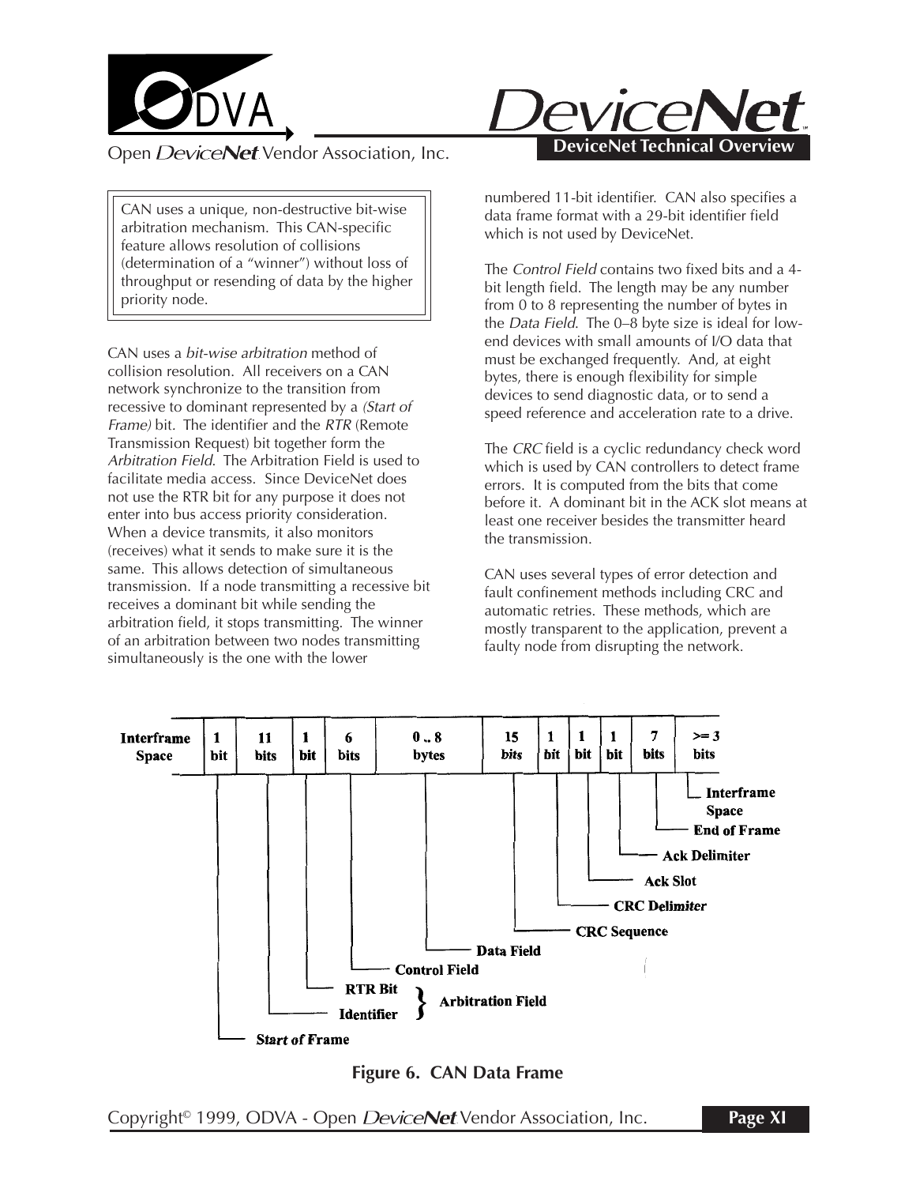> CAN uses a unique, non-destructive bit-wise arbitration mechanism. This CAN-specific feature allows resolution of collisions (determination of a "winner") without loss of throughput or resending of data by the higher priority node.

CAN uses a *bit-wise arbitration* method of collision resolution. All receivers on a CAN network synchronize to the transition from recessive to dominant represented by a *(Start of Frame)* bit. The identifier and the *RTR* (Remote Transmission Request) bit together form the *Arbitration Field*. The Arbitration Field is used to facilitate media access. Since DeviceNet does not use the RTR bit for any purpose it does not enter into bus access priority consideration. When a device transmits, it also monitors (receives) what it sends to make sure it is the same. This allows detection of simultaneous transmission. If a node transmitting a recessive bit receives a dominant bit while sending the arbitration field, it stops transmitting. The winner of an arbitration between two nodes transmitting simultaneously is the one with the lower numbered 11-bit identifier. CAN also specifies a data frame format with a 29-bit identifier field which is not used by DeviceNet.

The *Control Field* contains two fixed bits and a 4-bit length field. The length may be any number from 0 to 8 representing the number of bytes in the *Data Field*. The 0–8 byte size is ideal for low-end devices with small amounts of I/O data that must be exchanged frequently. And, at eight bytes, there is enough flexibility for simple devices to send diagnostic data, or to send a speed reference and acceleration rate to a drive.

The *CRC* field is a cyclic redundancy check word which is used by CAN controllers to detect frame errors. It is computed from the bits that come before it. A dominant bit in the ACK slot means at least one receiver besides the transmitter heard the transmission.

CAN uses several types of error detection and fault confinement methods including CRC and automatic retries. These methods, which are mostly transparent to the application, prevent a faulty node from disrupting the network.

| Interframe Space | 1 bit | 11 bits | 1 bit | 6 bits | 0 .. 8 bytes | 15 bits | 1 bit | 1 bit | 1 bit | 7 bits | >= 3 bits |
|---|---|---|---|---|---|---|---|---|---|---|---|
| | Start of Frame | Identifier | RTR Bit | Control Field | Data Field | CRC Sequence | CRC Delimiter | Ack Slot | Ack Delimiter | End of Frame | Interframe Space |

Identifier + RTR Bit = Arbitration Field

**Figure 6. CAN Data Frame**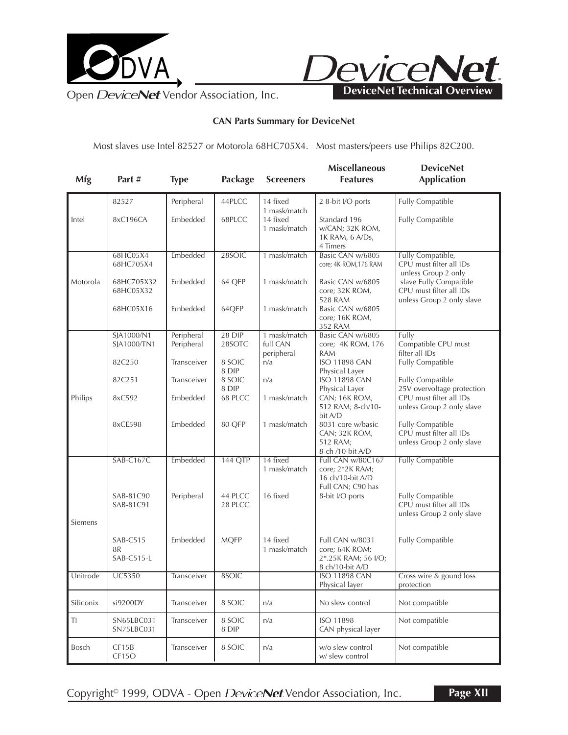**CAN Parts Summary for DeviceNet**

Most slaves use Intel 82527 or Motorola 68HC705X4. Most masters/peers use Philips 82C200.

| Mfg | Part # | Type | Package | Screeners | Miscellaneous Features | DeviceNet Application |
|---|---|---|---|---|---|---|
| Intel | 82527 | Peripheral | 44PLCC | 14 fixed 1 mask/match | 2 8-bit I/O ports | Fully Compatible |
| | 8xC196CA | Embedded | 68PLCC | 14 fixed 1 mask/match | Standard 196 w/CAN; 32K ROM, 1K RAM, 6 A/Ds, 4 Timers | Fully Compatible |
| Motorola | 68HC05X4 68HC705X4 | Embedded | 28SOIC | 1 mask/match | Basic CAN w/6805 core; 4K ROM,176 RAM | Fully Compatible, CPU must filter all IDs unless Group 2 only |
| | 68HC705X32 68HC05X32 | Embedded | 64 QFP | 1 mask/match | Basic CAN w/6805 core; 32K ROM, 528 RAM | slave Fully Compatible CPU must filter all IDs unless Group 2 only slave |
| | 68HC05X16 | Embedded | 64QFP | 1 mask/match | Basic CAN w/6805 core; 16K ROM, 352 RAM | |
| Philips | SJA1000/N1 SJA1000/TN1 | Peripheral Peripheral | 28 DIP 28SOTC | 1 mask/match full CAN peripheral | Basic CAN w/6805 core; 4K ROM, 176 RAM | Fully Compatible CPU must filter all IDs |
| | 82C250 | Transceiver | 8 SOIC 8 DIP | n/a | ISO 11898 CAN Physical Layer | Fully Compatible |
| | 82C251 | Transceiver | 8 SOIC 8 DIP | n/a | ISO 11898 CAN Physical Layer | Fully Compatible 25V overvoltage protection |
| | 8xC592 | Embedded | 68 PLCC | 1 mask/match | CAN; 16K ROM, 512 RAM; 8-ch/10-bit A/D | CPU must filter all IDs unless Group 2 only slave |
| | 8xCE598 | Embedded | 80 QFP | 1 mask/match | 8031 core w/basic CAN; 32K ROM, 512 RAM; 8-ch /10-bit A/D | Fully Compatible CPU must filter all IDs unless Group 2 only slave |
| Siemens | SAB-C167C | Embedded | 144 QTP | 14 fixed 1 mask/match | Full CAN w/80C167 core; 2*2K RAM; 16 ch/10-bit A/D | Fully Compatible |
| | SAB-81C90 SAB-81C91 | Peripheral | 44 PLCC 28 PLCC | 16 fixed | Full CAN; C90 has 8-bit I/O ports | Fully Compatible CPU must filter all IDs unless Group 2 only slave |
| | SAB-C515 8R SAB-C515-L | Embedded | MQFP | 14 fixed 1 mask/match | Full CAN w/8031 core; 64K ROM; 2*.25K RAM; 56 I/O; 8 ch/10-bit A/D | Fully Compatible |
| Unitrode | UC5350 | Transceiver | 8SOIC | | ISO 11898 CAN Physical layer | Cross wire & gound loss protection |
| Siliconix | si9200DY | Transceiver | 8 SOIC | n/a | No slew control | Not compatible |
| TI | SN65LBC031 SN75LBC031 | Transceiver | 8 SOIC 8 DIP | n/a | ISO 11898 CAN physical layer | Not compatible |
| Bosch | CF15B CF15O | Transceiver | 8 SOIC | n/a | w/o slew control w/ slew control | Not compatible |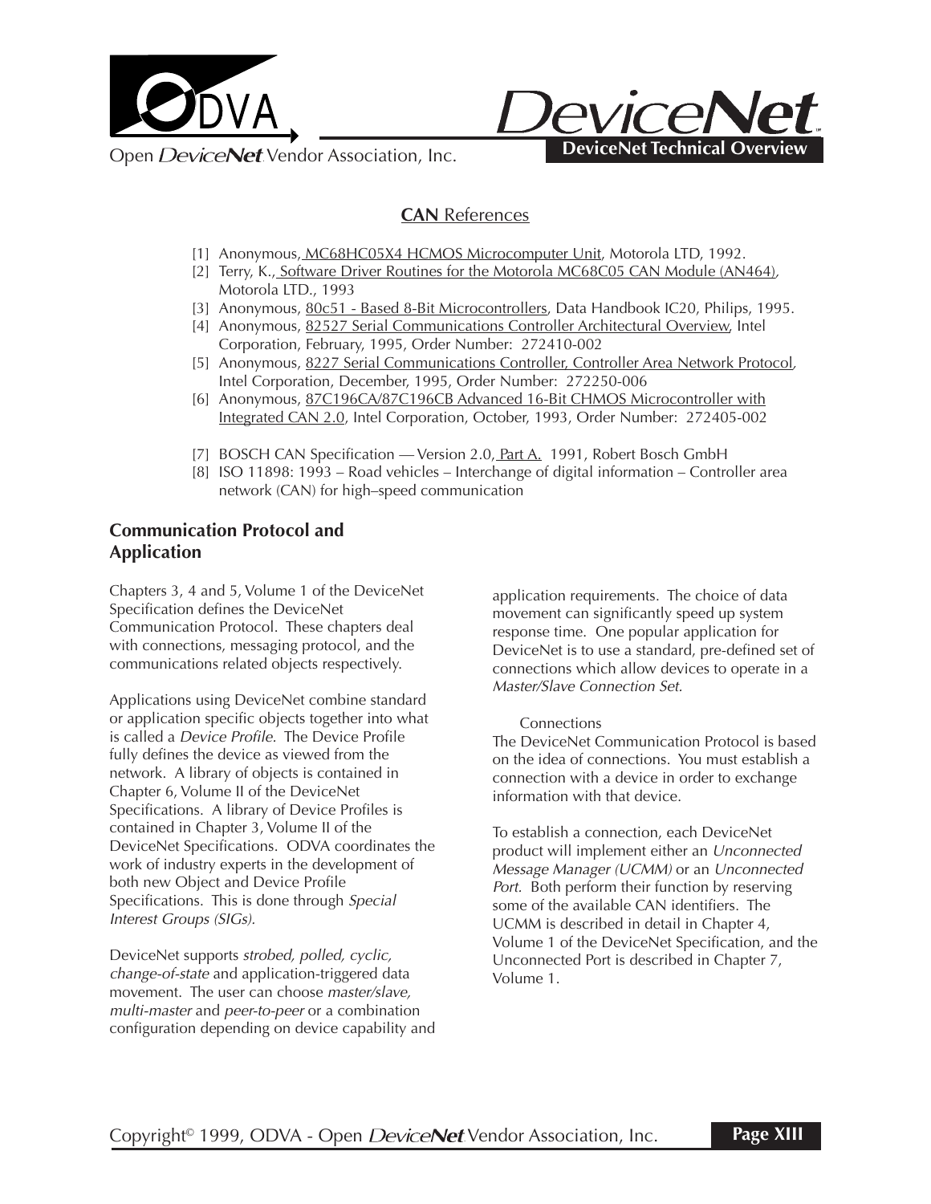## **CAN** References

[1] Anonymous, MC68HC05X4 HCMOS Microcomputer Unit, Motorola LTD, 1992.
[2] Terry, K., Software Driver Routines for the Motorola MC68C05 CAN Module (AN464), Motorola LTD., 1993
[3] Anonymous, 80c51 - Based 8-Bit Microcontrollers, Data Handbook IC20, Philips, 1995.
[4] Anonymous, 82527 Serial Communications Controller Architectural Overview, Intel Corporation, February, 1995, Order Number: 272410-002
[5] Anonymous, 8227 Serial Communications Controller, Controller Area Network Protocol, Intel Corporation, December, 1995, Order Number: 272250-006
[6] Anonymous, 87C196CA/87C196CB Advanced 16-Bit CHMOS Microcontroller with Integrated CAN 2.0, Intel Corporation, October, 1993, Order Number: 272405-002

[7] BOSCH CAN Specification — Version 2.0, Part A. 1991, Robert Bosch GmbH
[8] ISO 11898: 1993 – Road vehicles – Interchange of digital information – Controller area network (CAN) for high–speed communication

### Communication Protocol and Application

Chapters 3, 4 and 5, Volume 1 of the DeviceNet Specification defines the DeviceNet Communication Protocol. These chapters deal with connections, messaging protocol, and the communications related objects respectively.

Applications using DeviceNet combine standard or application specific objects together into what is called a *Device Profile*. The Device Profile fully defines the device as viewed from the network. A library of objects is contained in Chapter 6, Volume II of the DeviceNet Specifications. A library of Device Profiles is contained in Chapter 3, Volume II of the DeviceNet Specifications. ODVA coordinates the work of industry experts in the development of both new Object and Device Profile Specifications. This is done through *Special Interest Groups (SIGs).*

DeviceNet supports *strobed, polled, cyclic, change-of-state* and application-triggered data movement. The user can choose *master/slave, multi-master* and *peer-to-peer* or a combination configuration depending on device capability and application requirements. The choice of data movement can significantly speed up system response time. One popular application for DeviceNet is to use a standard, pre-defined set of connections which allow devices to operate in a *Master/Slave Connection Set.*

Connections

The DeviceNet Communication Protocol is based on the idea of connections. You must establish a connection with a device in order to exchange information with that device.

To establish a connection, each DeviceNet product will implement either an *Unconnected Message Manager (UCMM)* or an *Unconnected Port.* Both perform their function by reserving some of the available CAN identifiers. The UCMM is described in detail in Chapter 4, Volume 1 of the DeviceNet Specification, and the Unconnected Port is described in Chapter 7, Volume 1.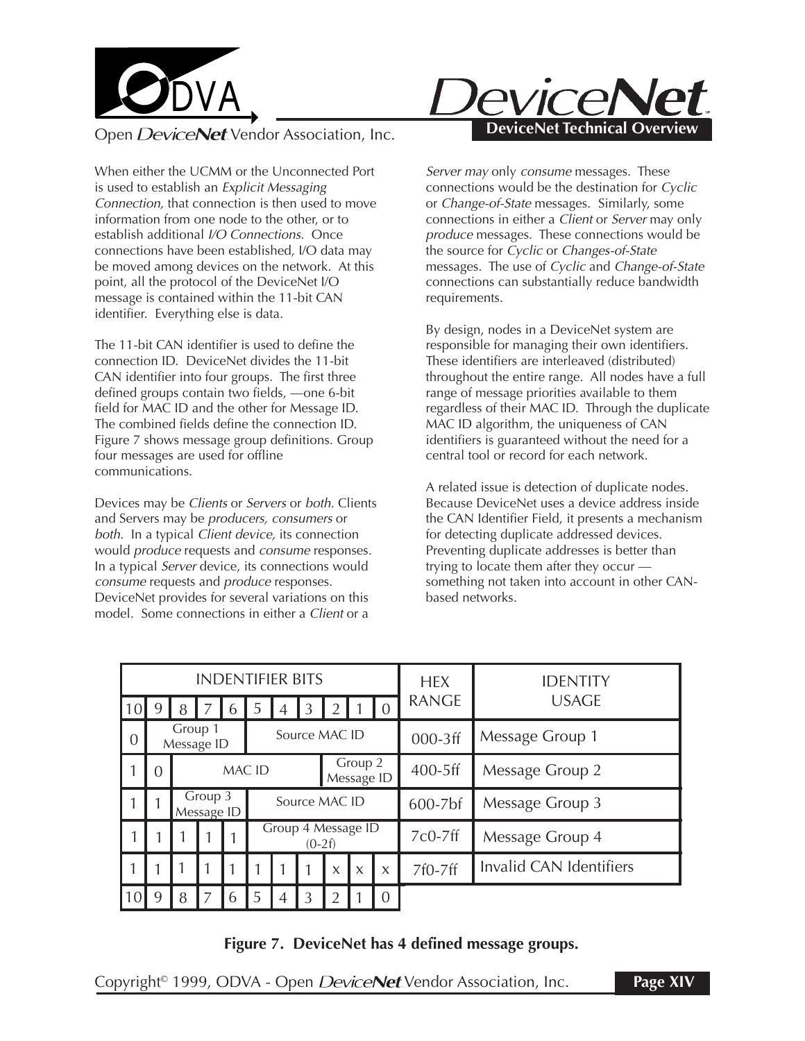When either the UCMM or the Unconnected Port is used to establish an *Explicit Messaging Connection,* that connection is then used to move information from one node to the other, or to establish additional *I/O Connections*. Once connections have been established, I/O data may be moved among devices on the network. At this point, all the protocol of the DeviceNet I/O message is contained within the 11-bit CAN identifier. Everything else is data.

The 11-bit CAN identifier is used to define the connection ID. DeviceNet divides the 11-bit CAN identifier into four groups. The first three defined groups contain two fields, —one 6-bit field for MAC ID and the other for Message ID. The combined fields define the connection ID. Figure 7 shows message group definitions. Group four messages are used for offline communications.

Devices may be *Clients* or *Servers* or *both.* Clients and Servers may be *producers, consumers* or *both.* In a typical *Client device,* its connection would *produce* requests and *consume* responses. In a typical *Server* device, its connections would *consume* requests and *produce* responses. DeviceNet provides for several variations on this model. Some connections in either a *Client* or a *Server may* only *consume* messages. These connections would be the destination for *Cyclic* or *Change-of-State* messages. Similarly, some connections in either a *Client* or *Server* may only *produce* messages. These connections would be the source for *Cyclic* or *Changes-of-State* messages. The use of *Cyclic* and *Change-of-State* connections can substantially reduce bandwidth requirements.

By design, nodes in a DeviceNet system are responsible for managing their own identifiers. These identifiers are interleaved (distributed) throughout the entire range. All nodes have a full range of message priorities available to them regardless of their MAC ID. Through the duplicate MAC ID algorithm, the uniqueness of CAN identifiers is guaranteed without the need for a central tool or record for each network.

A related issue is detection of duplicate nodes. Because DeviceNet uses a device address inside the CAN Identifier Field, it presents a mechanism for detecting duplicate addressed devices. Preventing duplicate addresses is better than trying to locate them after they occur — something not taken into account in other CAN-based networks.

| INDENTIFIER BITS | | | | | | | | | | | HEX RANGE | IDENTITY USAGE |
|---|---|---|---|---|---|---|---|---|---|---|---|---|
| 10 | 9 | 8 | 7 | 6 | 5 | 4 | 3 | 2 | 1 | 0 | | |
| 0 | Group 1 Message ID | | | | Source MAC ID | | | | | | 000-3ff | Message Group 1 |
| 1 | 0 | MAC ID | | | | | | Group 2 Message ID | | | 400-5ff | Message Group 2 |
| 1 | 1 | Group 3 Message ID | | | Source MAC ID | | | | | | 600-7bf | Message Group 3 |
| 1 | 1 | 1 | 1 | 1 | Group 4 Message ID (0-2f) | | | | | | 7c0-7ff | Message Group 4 |
| 1 | 1 | 1 | 1 | 1 | 1 | 1 | 1 | x | x | x | 7f0-7ff | Invalid CAN Identifiers |
| 10 | 9 | 8 | 7 | 6 | 5 | 4 | 3 | 2 | 1 | 0 | | |

**Figure 7. DeviceNet has 4 defined message groups.**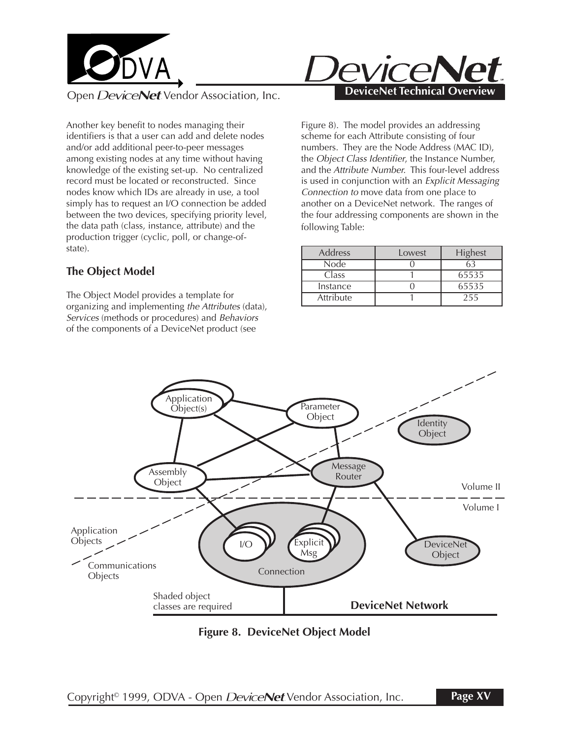Another key benefit to nodes managing their identifiers is that a user can add and delete nodes and/or add additional peer-to-peer messages among existing nodes at any time without having knowledge of the existing set-up. No centralized record must be located or reconstructed. Since nodes know which IDs are already in use, a tool simply has to request an I/O connection be added between the two devices, specifying priority level, the data path (class, instance, attribute) and the production trigger (cyclic, poll, or change-of-state).

## The Object Model

The Object Model provides a template for organizing and implementing *the Attributes* (data), *Services* (methods or procedures) and *Behaviors* of the components of a DeviceNet product (see Figure 8). The model provides an addressing scheme for each Attribute consisting of four numbers. They are the Node Address (MAC ID), the *Object Class Identifier*, the Instance Number, and the *Attribute Number*. This four-level address is used in conjunction with an *Explicit Messaging Connection to* move data from one place to another on a DeviceNet network. The ranges of the four addressing components are shown in the following Table:

| Address | Lowest | Highest |
|---|---|---|
| Node | 0 | 63 |
| Class | 1 | 65535 |
| Instance | 0 | 65535 |
| Attribute | 1 | 255 |

**Figure 8. DeviceNet Object Model**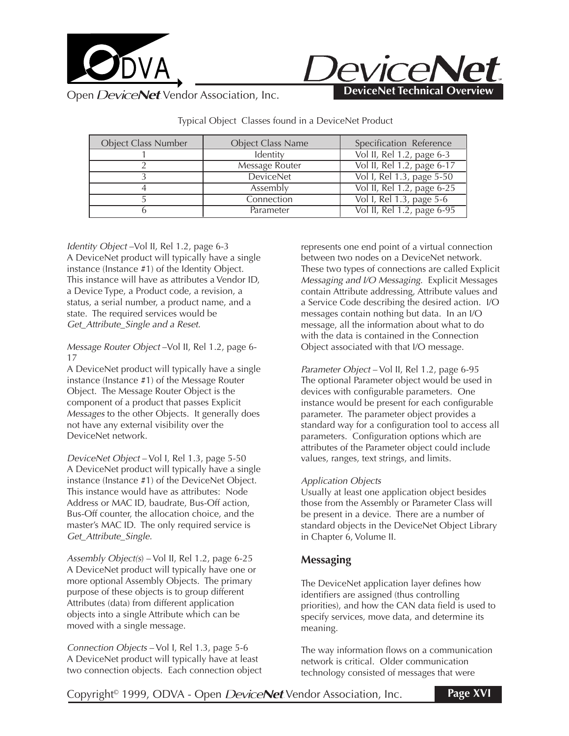Typical Object Classes found in a DeviceNet Product

| Object Class Number | Object Class Name | Specification Reference |
| --- | --- | --- |
| 1 | Identity | Vol II, Rel 1.2, page 6-3 |
| 2 | Message Router | Vol II, Rel 1.2, page 6-17 |
| 3 | DeviceNet | Vol I, Rel 1.3, page 5-50 |
| 4 | Assembly | Vol II, Rel 1.2, page 6-25 |
| 5 | Connection | Vol I, Rel 1.3, page 5-6 |
| 6 | Parameter | Vol II, Rel 1.2, page 6-95 |

*Identity Object* –Vol II, Rel 1.2, page 6-3
A DeviceNet product will typically have a single instance (Instance #1) of the Identity Object. This instance will have as attributes a Vendor ID, a Device Type, a Product code, a revision, a status, a serial number, a product name, and a state. The required services would be *Get_Attribute_Single and a Reset.*

*Message Router Object* –Vol II, Rel 1.2, page 6-17
A DeviceNet product will typically have a single instance (Instance #1) of the Message Router Object. The Message Router Object is the component of a product that passes Explicit *Messages* to the other Objects. It generally does not have any external visibility over the DeviceNet network.

*DeviceNet Object* – Vol I, Rel 1.3, page 5-50
A DeviceNet product will typically have a single instance (Instance #1) of the DeviceNet Object. This instance would have as attributes: Node Address or MAC ID, baudrate, Bus-Off action, Bus-Off counter, the allocation choice, and the master's MAC ID. The only required service is *Get_Attribute_Single.*

*Assembly Object(s)* – Vol II, Rel 1.2, page 6-25
A DeviceNet product will typically have one or more optional Assembly Objects. The primary purpose of these objects is to group different Attributes (data) from different application objects into a single Attribute which can be moved with a single message.

*Connection Objects* – Vol I, Rel 1.3, page 5-6
A DeviceNet product will typically have at least two connection objects. Each connection object represents one end point of a virtual connection between two nodes on a DeviceNet network. These two types of connections are called Explicit *Messaging and I/O Messaging*. Explicit Messages contain Attribute addressing, Attribute values and a Service Code describing the desired action. I/O messages contain nothing but data. In an I/O message, all the information about what to do with the data is contained in the Connection Object associated with that I/O message.

*Parameter Object* – Vol II, Rel 1.2, page 6-95
The optional Parameter object would be used in devices with configurable parameters. One instance would be present for each configurable parameter. The parameter object provides a standard way for a configuration tool to access all parameters. Configuration options which are attributes of the Parameter object could include values, ranges, text strings, and limits.

*Application Objects*
Usually at least one application object besides those from the Assembly or Parameter Class will be present in a device. There are a number of standard objects in the DeviceNet Object Library in Chapter 6, Volume II.

## Messaging

The DeviceNet application layer defines how identifiers are assigned (thus controlling priorities), and how the CAN data field is used to specify services, move data, and determine its meaning.

The way information flows on a communication network is critical. Older communication technology consisted of messages that were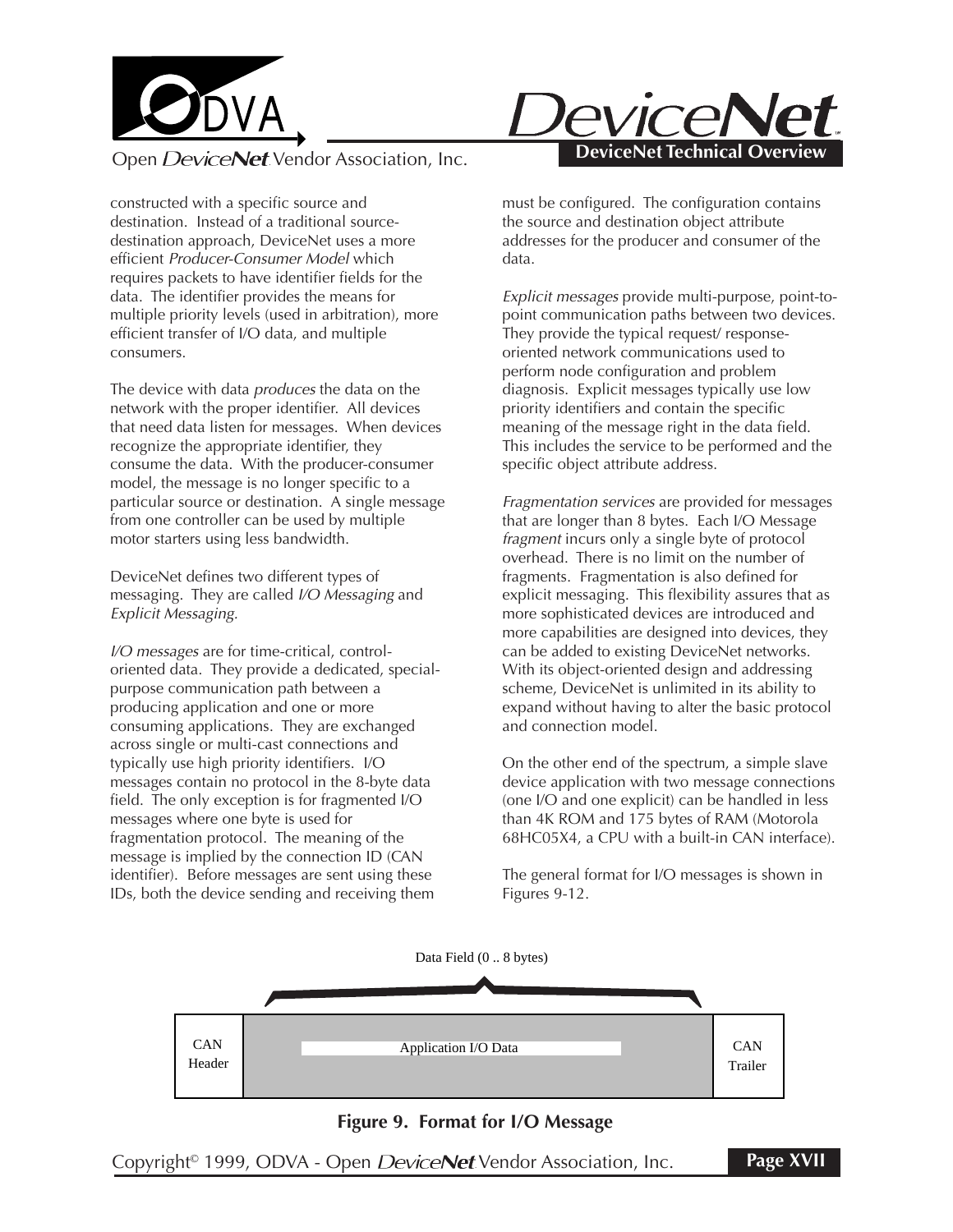constructed with a specific source and destination. Instead of a traditional source-destination approach, DeviceNet uses a more efficient *Producer-Consumer Model* which requires packets to have identifier fields for the data. The identifier provides the means for multiple priority levels (used in arbitration), more efficient transfer of I/O data, and multiple consumers.

The device with data *produces* the data on the network with the proper identifier. All devices that need data listen for messages. When devices recognize the appropriate identifier, they consume the data. With the producer-consumer model, the message is no longer specific to a particular source or destination. A single message from one controller can be used by multiple motor starters using less bandwidth.

DeviceNet defines two different types of messaging. They are called *I/O Messaging* and *Explicit Messaging.*

*I/O messages* are for time-critical, control-oriented data. They provide a dedicated, special-purpose communication path between a producing application and one or more consuming applications. They are exchanged across single or multi-cast connections and typically use high priority identifiers. I/O messages contain no protocol in the 8-byte data field. The only exception is for fragmented I/O messages where one byte is used for fragmentation protocol. The meaning of the message is implied by the connection ID (CAN identifier). Before messages are sent using these IDs, both the device sending and receiving them must be configured. The configuration contains the source and destination object attribute addresses for the producer and consumer of the data.

*Explicit messages* provide multi-purpose, point-to-point communication paths between two devices. They provide the typical request/ response-oriented network communications used to perform node configuration and problem diagnosis. Explicit messages typically use low priority identifiers and contain the specific meaning of the message right in the data field. This includes the service to be performed and the specific object attribute address.

*Fragmentation services* are provided for messages that are longer than 8 bytes. Each I/O Message *fragment* incurs only a single byte of protocol overhead. There is no limit on the number of fragments. Fragmentation is also defined for explicit messaging. This flexibility assures that as more sophisticated devices are introduced and more capabilities are designed into devices, they can be added to existing DeviceNet networks. With its object-oriented design and addressing scheme, DeviceNet is unlimited in its ability to expand without having to alter the basic protocol and connection model.

On the other end of the spectrum, a simple slave device application with two message connections (one I/O and one explicit) can be handled in less than 4K ROM and 175 bytes of RAM (Motorola 68HC05X4, a CPU with a built-in CAN interface).

The general format for I/O messages is shown in Figures 9-12.

Data Field (0 .. 8 bytes)

| CAN Header | Application I/O Data | CAN Trailer |
|---|---|---|

**Figure 9. Format for I/O Message**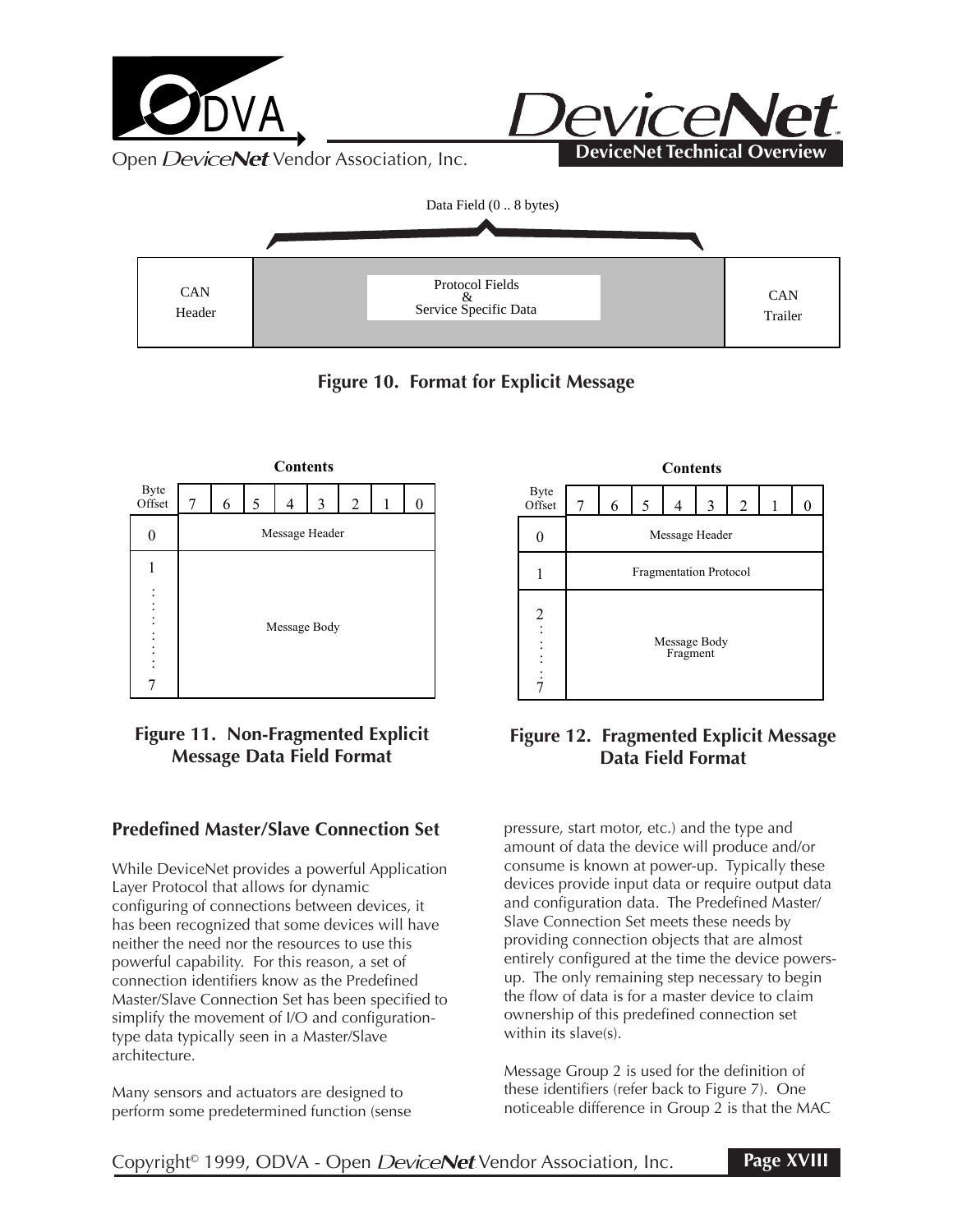Data Field (0 .. 8 bytes)

| CAN Header | Protocol Fields & Service Specific Data | CAN Trailer |
|---|---|---|

**Figure 10. Format for Explicit Message**

**Contents**

| Byte Offset | 7 | 6 | 5 | 4 | 3 | 2 | 1 | 0 |
|---|---|---|---|---|---|---|---|---|
| 0 | Message Header | | | | | | | |
| 1 ... 7 | Message Body | | | | | | | |

**Figure 11. Non-Fragmented Explicit Message Data Field Format**

**Contents**

| Byte Offset | 7 | 6 | 5 | 4 | 3 | 2 | 1 | 0 |
|---|---|---|---|---|---|---|---|---|
| 0 | Message Header | | | | | | | |
| 1 | Fragmentation Protocol | | | | | | | |
| 2 ... 7 | Message Body Fragment | | | | | | | |

**Figure 12. Fragmented Explicit Message Data Field Format**

## Predefined Master/Slave Connection Set

While DeviceNet provides a powerful Application Layer Protocol that allows for dynamic configuring of connections between devices, it has been recognized that some devices will have neither the need nor the resources to use this powerful capability. For this reason, a set of connection identifiers know as the Predefined Master/Slave Connection Set has been specified to simplify the movement of I/O and configuration-type data typically seen in a Master/Slave architecture.

Many sensors and actuators are designed to perform some predetermined function (sense pressure, start motor, etc.) and the type and amount of data the device will produce and/or consume is known at power-up. Typically these devices provide input data or require output data and configuration data. The Predefined Master/Slave Connection Set meets these needs by providing connection objects that are almost entirely configured at the time the device powers-up. The only remaining step necessary to begin the flow of data is for a master device to claim ownership of this predefined connection set within its slave(s).

Message Group 2 is used for the definition of these identifiers (refer back to Figure 7). One noticeable difference in Group 2 is that the MAC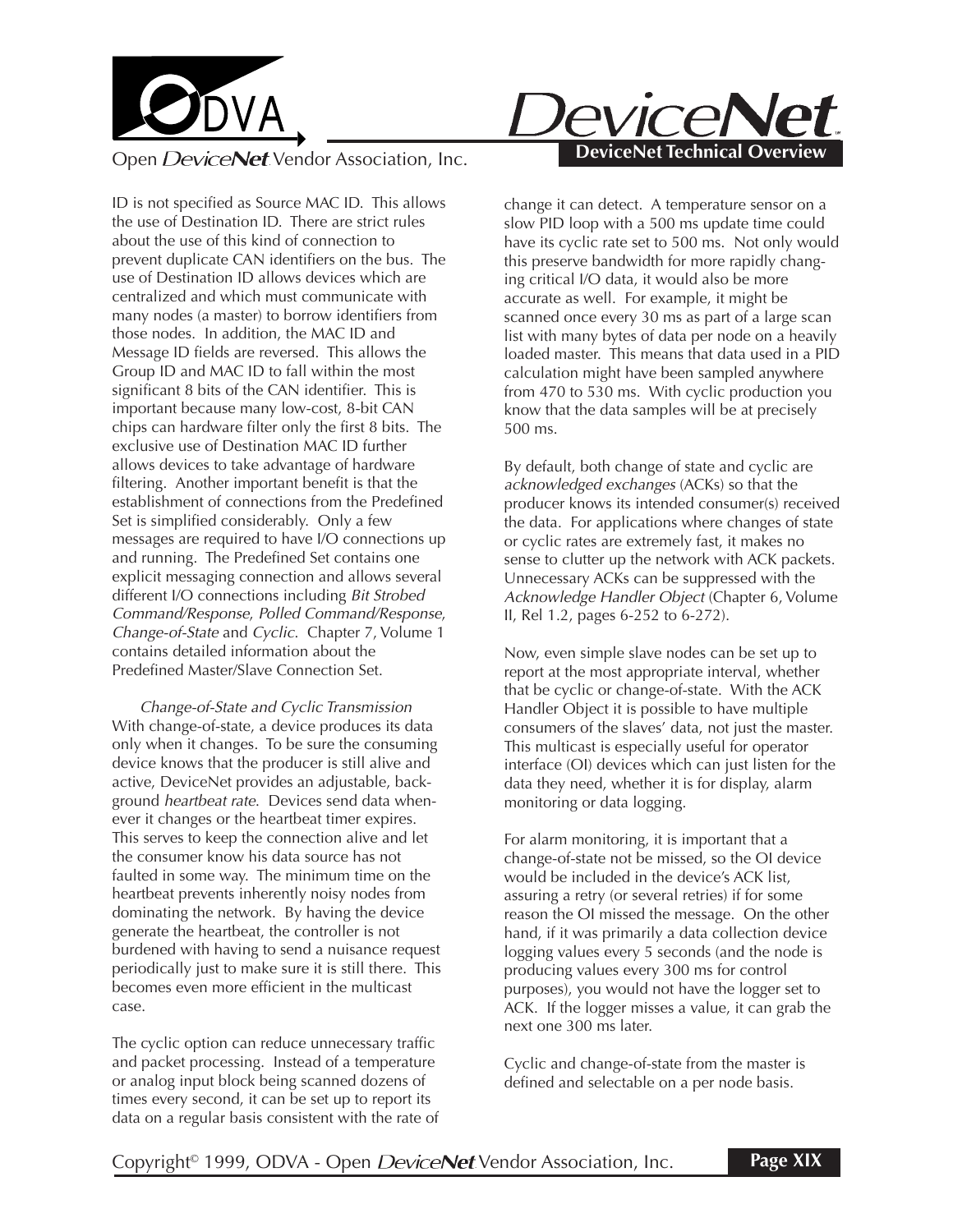ID is not specified as Source MAC ID. This allows the use of Destination ID. There are strict rules about the use of this kind of connection to prevent duplicate CAN identifiers on the bus. The use of Destination ID allows devices which are centralized and which must communicate with many nodes (a master) to borrow identifiers from those nodes. In addition, the MAC ID and Message ID fields are reversed. This allows the Group ID and MAC ID to fall within the most significant 8 bits of the CAN identifier. This is important because many low-cost, 8-bit CAN chips can hardware filter only the first 8 bits. The exclusive use of Destination MAC ID further allows devices to take advantage of hardware filtering. Another important benefit is that the establishment of connections from the Predefined Set is simplified considerably. Only a few messages are required to have I/O connections up and running. The Predefined Set contains one explicit messaging connection and allows several different I/O connections including *Bit Strobed Command/Response*, *Polled Command/Response*, *Change-of-State* and *Cyclic*. Chapter 7, Volume 1 contains detailed information about the Predefined Master/Slave Connection Set.

*Change-of-State and Cyclic Transmission*

With change-of-state, a device produces its data only when it changes. To be sure the consuming device knows that the producer is still alive and active, DeviceNet provides an adjustable, background *heartbeat rate*. Devices send data whenever it changes or the heartbeat timer expires. This serves to keep the connection alive and let the consumer know his data source has not faulted in some way. The minimum time on the heartbeat prevents inherently noisy nodes from dominating the network. By having the device generate the heartbeat, the controller is not burdened with having to send a nuisance request periodically just to make sure it is still there. This becomes even more efficient in the multicast case.

The cyclic option can reduce unnecessary traffic and packet processing. Instead of a temperature or analog input block being scanned dozens of times every second, it can be set up to report its data on a regular basis consistent with the rate of change it can detect. A temperature sensor on a slow PID loop with a 500 ms update time could have its cyclic rate set to 500 ms. Not only would this preserve bandwidth for more rapidly changing critical I/O data, it would also be more accurate as well. For example, it might be scanned once every 30 ms as part of a large scan list with many bytes of data per node on a heavily loaded master. This means that data used in a PID calculation might have been sampled anywhere from 470 to 530 ms. With cyclic production you know that the data samples will be at precisely 500 ms.

By default, both change of state and cyclic are *acknowledged exchanges* (ACKs) so that the producer knows its intended consumer(s) received the data. For applications where changes of state or cyclic rates are extremely fast, it makes no sense to clutter up the network with ACK packets. Unnecessary ACKs can be suppressed with the *Acknowledge Handler Object* (Chapter 6, Volume II, Rel 1.2, pages 6-252 to 6-272).

Now, even simple slave nodes can be set up to report at the most appropriate interval, whether that be cyclic or change-of-state. With the ACK Handler Object it is possible to have multiple consumers of the slaves' data, not just the master. This multicast is especially useful for operator interface (OI) devices which can just listen for the data they need, whether it is for display, alarm monitoring or data logging.

For alarm monitoring, it is important that a change-of-state not be missed, so the OI device would be included in the device's ACK list, assuring a retry (or several retries) if for some reason the OI missed the message. On the other hand, if it was primarily a data collection device logging values every 5 seconds (and the node is producing values every 300 ms for control purposes), you would not have the logger set to ACK. If the logger misses a value, it can grab the next one 300 ms later.

Cyclic and change-of-state from the master is defined and selectable on a per node basis.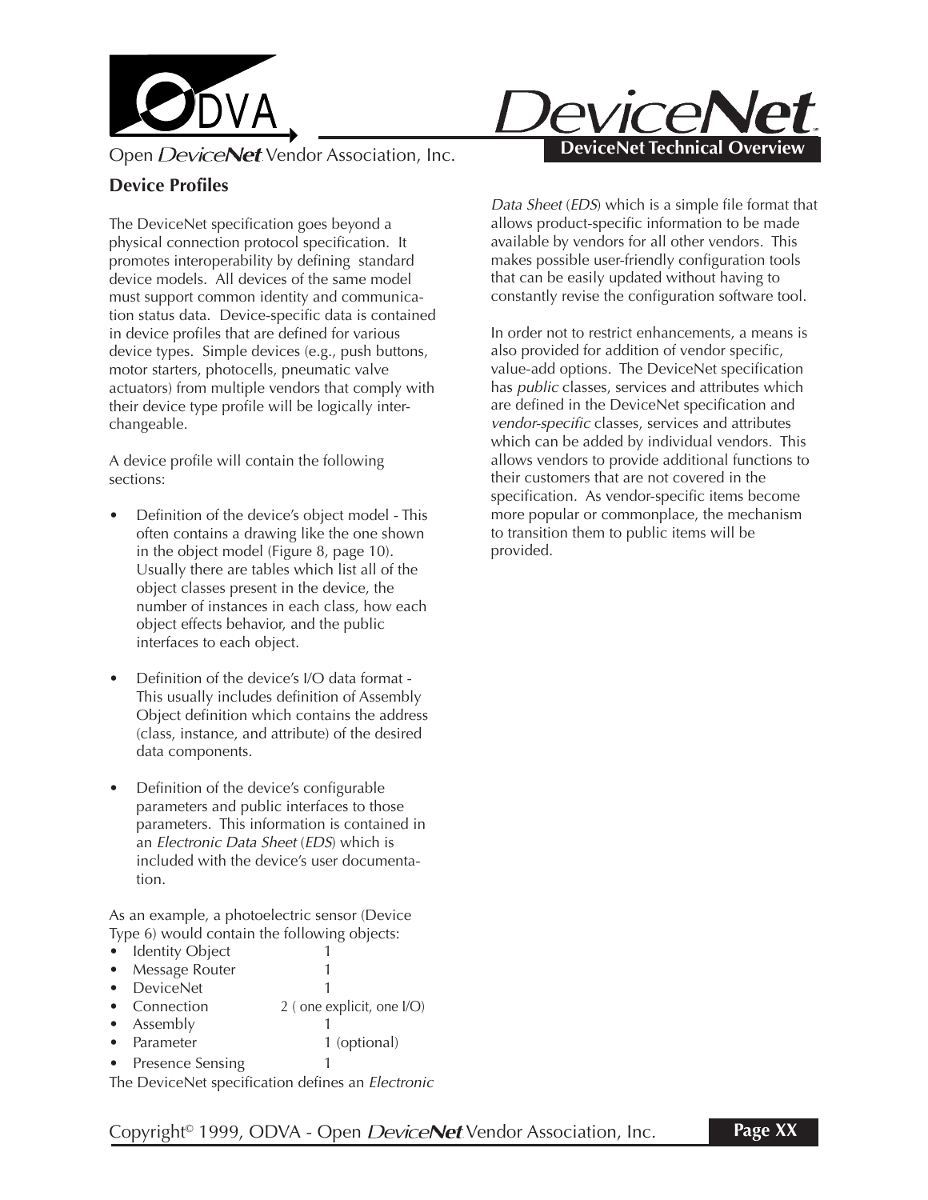## Device Profiles

The DeviceNet specification goes beyond a physical connection protocol specification. It promotes interoperability by defining standard device models. All devices of the same model must support common identity and communication status data. Device-specific data is contained in device profiles that are defined for various device types. Simple devices (e.g., push buttons, motor starters, photocells, pneumatic valve actuators) from multiple vendors that comply with their device type profile will be logically interchangeable.

A device profile will contain the following sections:

- Definition of the device's object model - This often contains a drawing like the one shown in the object model (Figure 8, page 10). Usually there are tables which list all of the object classes present in the device, the number of instances in each class, how each object effects behavior, and the public interfaces to each object.
- Definition of the device's I/O data format - This usually includes definition of Assembly Object definition which contains the address (class, instance, and attribute) of the desired data components.
- Definition of the device's configurable parameters and public interfaces to those parameters. This information is contained in an *Electronic Data Sheet* (*EDS*) which is included with the device's user documentation.

As an example, a photoelectric sensor (Device Type 6) would contain the following objects:

- Identity Object 1
- Message Router 1
- DeviceNet 1
- Connection 2 ( one explicit, one I/O)
- Assembly 1
- Parameter 1 (optional)
- Presence Sensing 1

The DeviceNet specification defines an *Electronic Data Sheet* (*EDS*) which is a simple file format that allows product-specific information to be made available by vendors for all other vendors. This makes possible user-friendly configuration tools that can be easily updated without having to constantly revise the configuration software tool.

In order not to restrict enhancements, a means is also provided for addition of vendor specific, value-add options. The DeviceNet specification has *public* classes, services and attributes which are defined in the DeviceNet specification and *vendor-specific* classes, services and attributes which can be added by individual vendors. This allows vendors to provide additional functions to their customers that are not covered in the specification. As vendor-specific items become more popular or commonplace, the mechanism to transition them to public items will be provided.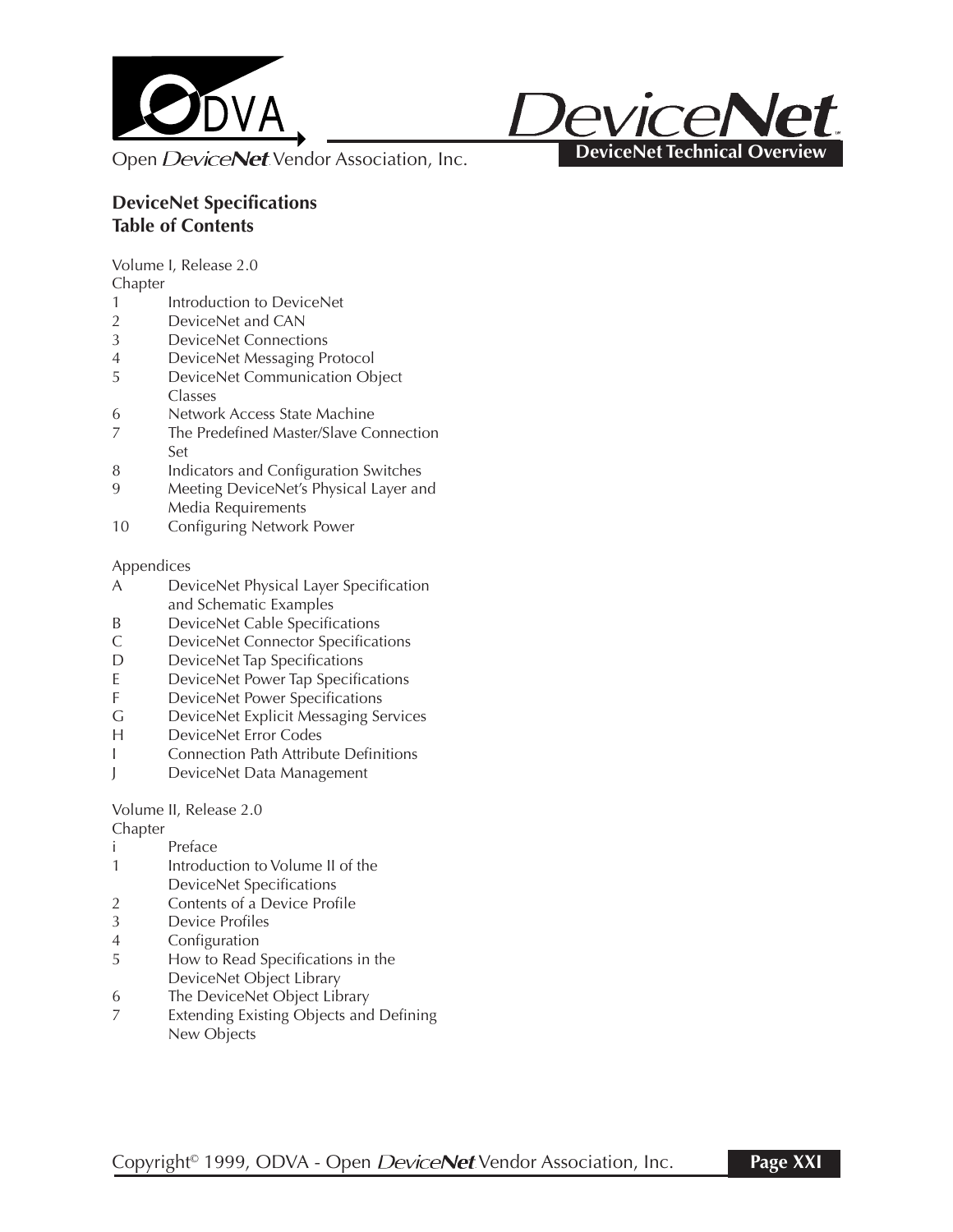## DeviceNet Specifications
## Table of Contents

Volume I, Release 2.0

Chapter

| | |
|---|---|
| 1 | Introduction to DeviceNet |
| 2 | DeviceNet and CAN |
| 3 | DeviceNet Connections |
| 4 | DeviceNet Messaging Protocol |
| 5 | DeviceNet Communication Object Classes |
| 6 | Network Access State Machine |
| 7 | The Predefined Master/Slave Connection Set |
| 8 | Indicators and Configuration Switches |
| 9 | Meeting DeviceNet's Physical Layer and Media Requirements |
| 10 | Configuring Network Power |

Appendices

| | |
|---|---|
| A | DeviceNet Physical Layer Specification and Schematic Examples |
| B | DeviceNet Cable Specifications |
| C | DeviceNet Connector Specifications |
| D | DeviceNet Tap Specifications |
| E | DeviceNet Power Tap Specifications |
| F | DeviceNet Power Specifications |
| G | DeviceNet Explicit Messaging Services |
| H | DeviceNet Error Codes |
| I | Connection Path Attribute Definitions |
| J | DeviceNet Data Management |

Volume II, Release 2.0

Chapter

| | |
|---|---|
| i | Preface |
| 1 | Introduction to Volume II of the DeviceNet Specifications |
| 2 | Contents of a Device Profile |
| 3 | Device Profiles |
| 4 | Configuration |
| 5 | How to Read Specifications in the DeviceNet Object Library |
| 6 | The DeviceNet Object Library |
| 7 | Extending Existing Objects and Defining New Objects |